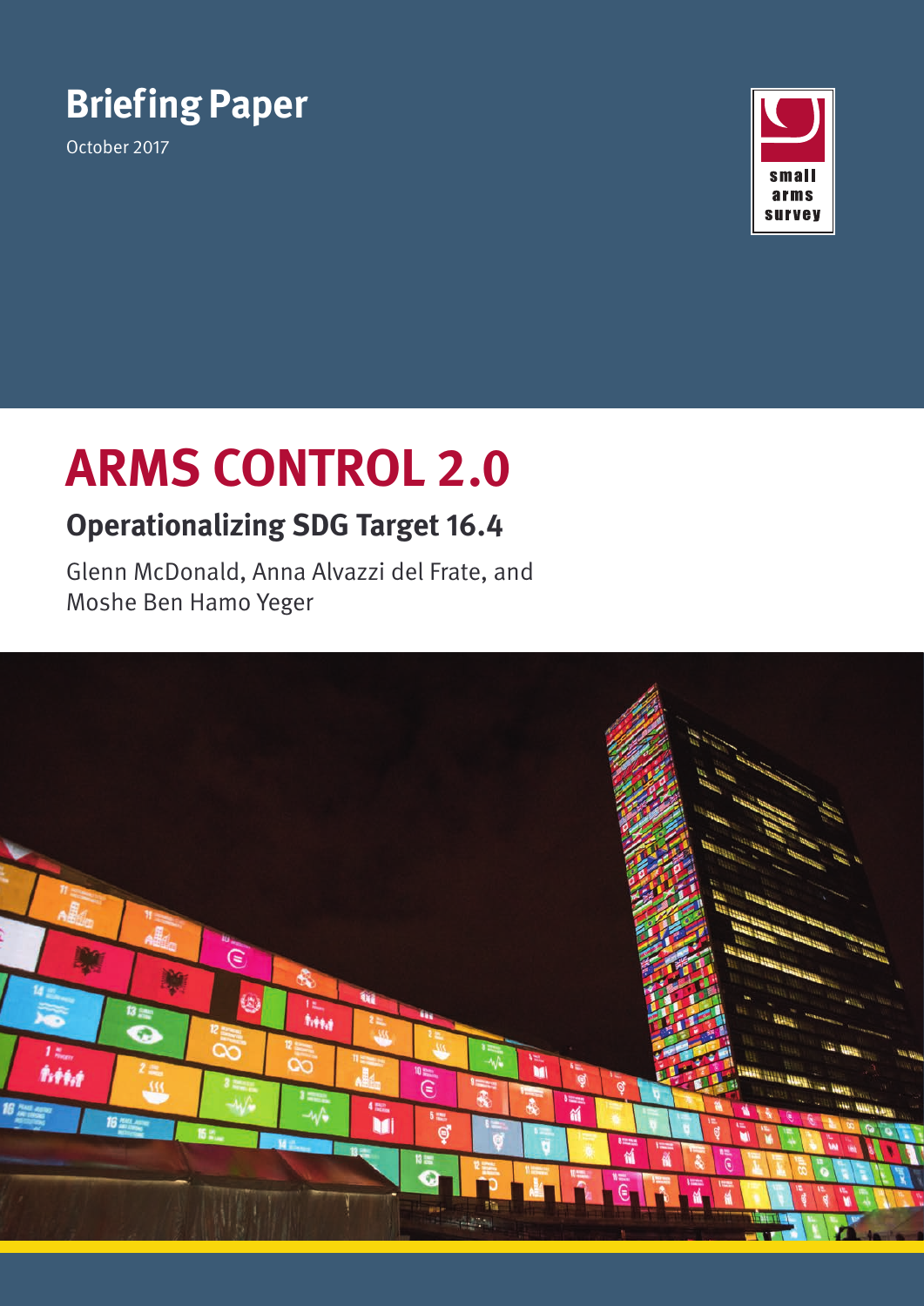Briefing Paper

October 2017

small arms survey

# ARMS CONTROL 2.0

## Operationalizing SDG Target 16.4

Glenn McDonald, Anna Alvazzi del Frate, and Moshe Ben Hamo Yeger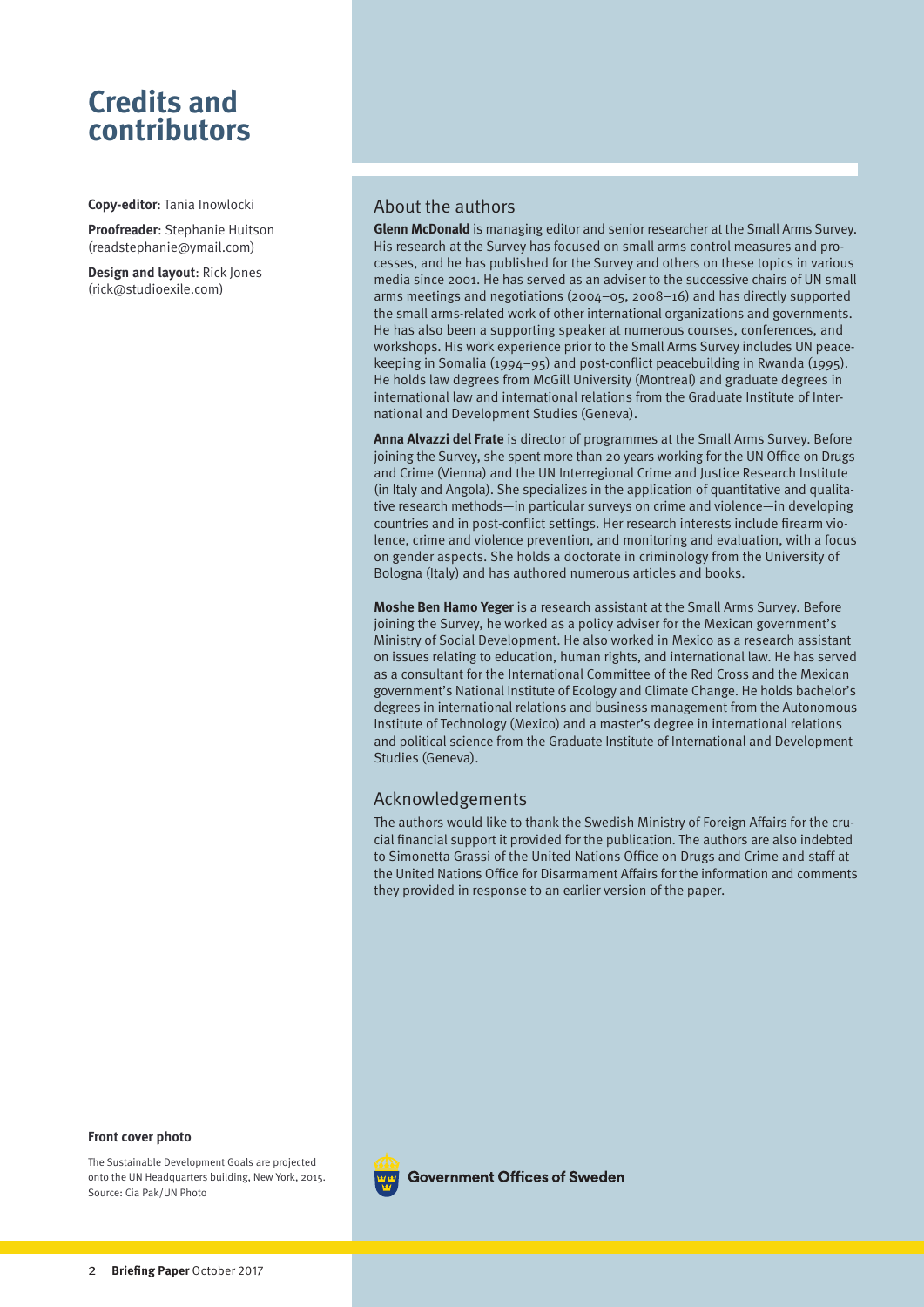# Credits and contributors

**Copy-editor**: Tania Inowlocki

**Proofreader**: Stephanie Huitson (readstephanie@ymail.com)

**Design and layout**: Rick Jones (rick@studioexile.com)

## About the authors

**Glenn McDonald** is managing editor and senior researcher at the Small Arms Survey. His research at the Survey has focused on small arms control measures and processes, and he has published for the Survey and others on these topics in various media since 2001. He has served as an adviser to the successive chairs of UN small arms meetings and negotiations (2004–05, 2008–16) and has directly supported the small arms-related work of other international organizations and governments. He has also been a supporting speaker at numerous courses, conferences, and workshops. His work experience prior to the Small Arms Survey includes UN peacekeeping in Somalia (1994–95) and post-conflict peacebuilding in Rwanda (1995). He holds law degrees from McGill University (Montreal) and graduate degrees in international law and international relations from the Graduate Institute of International and Development Studies (Geneva).

**Anna Alvazzi del Frate** is director of programmes at the Small Arms Survey. Before joining the Survey, she spent more than 20 years working for the UN Office on Drugs and Crime (Vienna) and the UN Interregional Crime and Justice Research Institute (in Italy and Angola). She specializes in the application of quantitative and qualitative research methods—in particular surveys on crime and violence—in developing countries and in post-conflict settings. Her research interests include firearm violence, crime and violence prevention, and monitoring and evaluation, with a focus on gender aspects. She holds a doctorate in criminology from the University of Bologna (Italy) and has authored numerous articles and books.

**Moshe Ben Hamo Yeger** is a research assistant at the Small Arms Survey. Before joining the Survey, he worked as a policy adviser for the Mexican government's Ministry of Social Development. He also worked in Mexico as a research assistant on issues relating to education, human rights, and international law. He has served as a consultant for the International Committee of the Red Cross and the Mexican government's National Institute of Ecology and Climate Change. He holds bachelor's degrees in international relations and business management from the Autonomous Institute of Technology (Mexico) and a master's degree in international relations and political science from the Graduate Institute of International and Development Studies (Geneva).

## Acknowledgements

The authors would like to thank the Swedish Ministry of Foreign Affairs for the crucial financial support it provided for the publication. The authors are also indebted to Simonetta Grassi of the United Nations Office on Drugs and Crime and staff at the United Nations Office for Disarmament Affairs for the information and comments they provided in response to an earlier version of the paper.

**Front cover photo**

The Sustainable Development Goals are projected onto the UN Headquarters building, New York, 2015. Source: Cia Pak/UN Photo

Government Offices of Sweden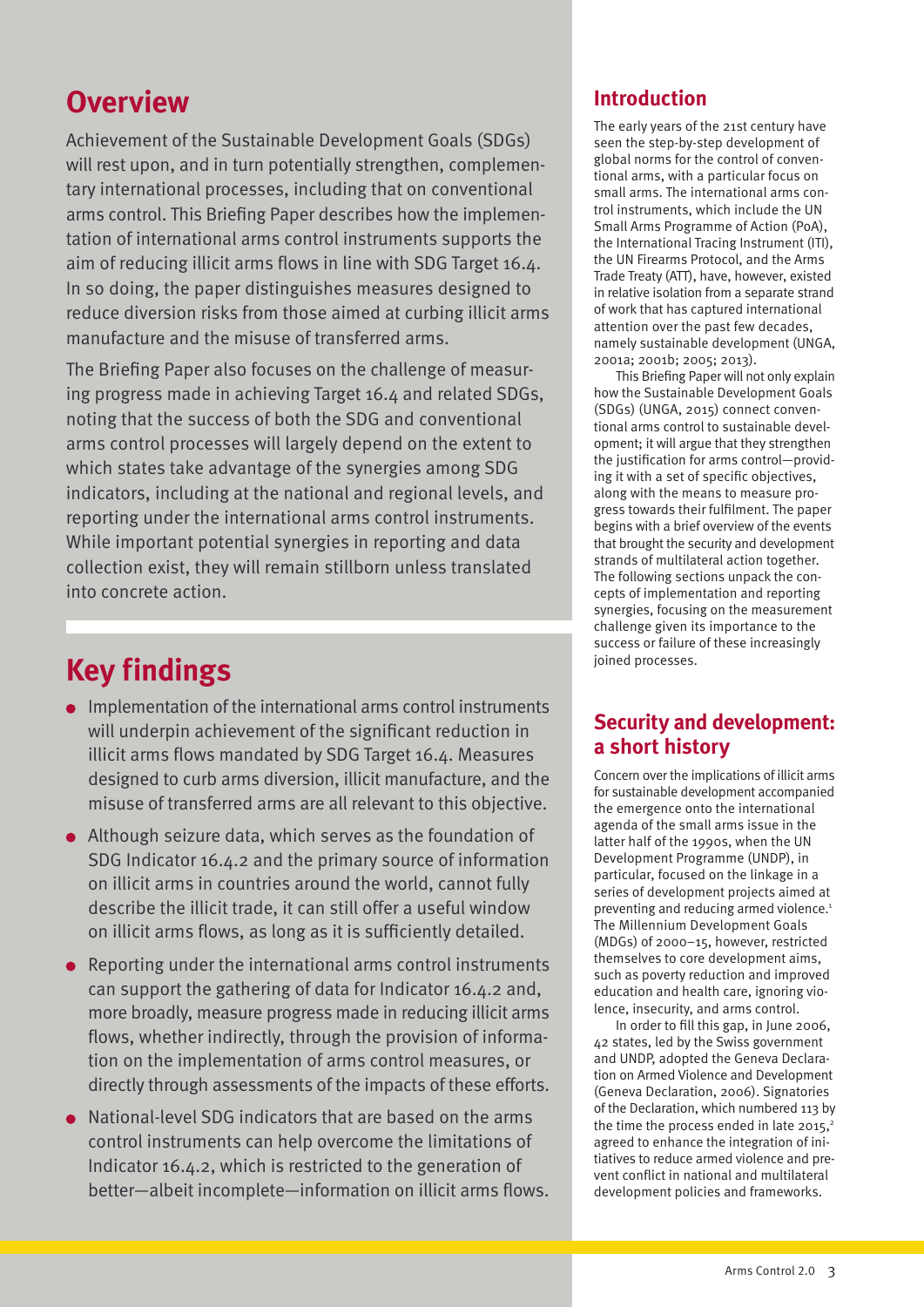## Overview

Achievement of the Sustainable Development Goals (SDGs) will rest upon, and in turn potentially strengthen, complementary international processes, including that on conventional arms control. This Briefing Paper describes how the implementation of international arms control instruments supports the aim of reducing illicit arms flows in line with SDG Target 16.4. In so doing, the paper distinguishes measures designed to reduce diversion risks from those aimed at curbing illicit arms manufacture and the misuse of transferred arms.

The Briefing Paper also focuses on the challenge of measuring progress made in achieving Target 16.4 and related SDGs, noting that the success of both the SDG and conventional arms control processes will largely depend on the extent to which states take advantage of the synergies among SDG indicators, including at the national and regional levels, and reporting under the international arms control instruments. While important potential synergies in reporting and data collection exist, they will remain stillborn unless translated into concrete action.

## Key findings

- Implementation of the international arms control instruments will underpin achievement of the significant reduction in illicit arms flows mandated by SDG Target 16.4. Measures designed to curb arms diversion, illicit manufacture, and the misuse of transferred arms are all relevant to this objective.
- Although seizure data, which serves as the foundation of SDG Indicator 16.4.2 and the primary source of information on illicit arms in countries around the world, cannot fully describe the illicit trade, it can still offer a useful window on illicit arms flows, as long as it is sufficiently detailed.
- Reporting under the international arms control instruments can support the gathering of data for Indicator 16.4.2 and, more broadly, measure progress made in reducing illicit arms flows, whether indirectly, through the provision of information on the implementation of arms control measures, or directly through assessments of the impacts of these efforts.
- National-level SDG indicators that are based on the arms control instruments can help overcome the limitations of Indicator 16.4.2, which is restricted to the generation of better—albeit incomplete—information on illicit arms flows.

## Introduction

The early years of the 21st century have seen the step-by-step development of global norms for the control of conventional arms, with a particular focus on small arms. The international arms control instruments, which include the UN Small Arms Programme of Action (PoA), the International Tracing Instrument (ITI), the UN Firearms Protocol, and the Arms Trade Treaty (ATT), have, however, existed in relative isolation from a separate strand of work that has captured international attention over the past few decades, namely sustainable development (UNGA, 2001a; 2001b; 2005; 2013).

This Briefing Paper will not only explain how the Sustainable Development Goals (SDGs) (UNGA, 2015) connect conventional arms control to sustainable development; it will argue that they strengthen the justification for arms control—providing it with a set of specific objectives, along with the means to measure progress towards their fulfilment. The paper begins with a brief overview of the events that brought the security and development strands of multilateral action together. The following sections unpack the concepts of implementation and reporting synergies, focusing on the measurement challenge given its importance to the success or failure of these increasingly joined processes.

## Security and development: a short history

Concern over the implications of illicit arms for sustainable development accompanied the emergence onto the international agenda of the small arms issue in the latter half of the 1990s, when the UN Development Programme (UNDP), in particular, focused on the linkage in a series of development projects aimed at preventing and reducing armed violence.[1] The Millennium Development Goals (MDGs) of 2000–15, however, restricted themselves to core development aims, such as poverty reduction and improved education and health care, ignoring violence, insecurity, and arms control.

In order to fill this gap, in June 2006, 42 states, led by the Swiss government and UNDP, adopted the Geneva Declaration on Armed Violence and Development (Geneva Declaration, 2006). Signatories of the Declaration, which numbered 113 by the time the process ended in late 2015,[2] agreed to enhance the integration of initiatives to reduce armed violence and prevent conflict in national and multilateral development policies and frameworks.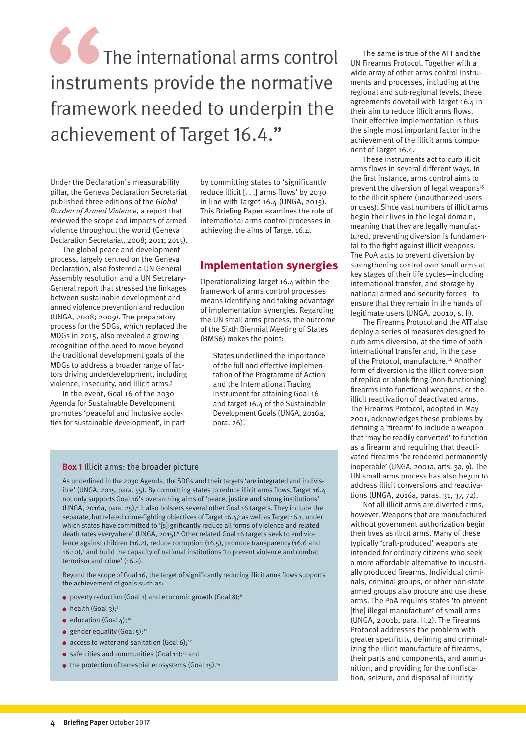> The international arms control instruments provide the normative framework needed to underpin the achievement of Target 16.4.”

Under the Declaration’s measurability pillar, the Geneva Declaration Secretariat published three editions of the *Global Burden of Armed Violence*, a report that reviewed the scope and impacts of armed violence throughout the world (Geneva Declaration Secretariat, 2008; 2011; 2015).

The global peace and development process, largely centred on the Geneva Declaration, also fostered a UN General Assembly resolution and a UN Secretary-General report that stressed the linkages between sustainable development and armed violence prevention and reduction (UNGA, 2008; 2009). The preparatory process for the SDGs, which replaced the MDGs in 2015, also revealed a growing recognition of the need to move beyond the traditional development goals of the MDGs to address a broader range of factors driving underdevelopment, including violence, insecurity, and illicit arms.[3]

In the event, Goal 16 of the 2030 Agenda for Sustainable Development promotes ‘peaceful and inclusive societies for sustainable development’, in part by committing states to ‘significantly reduce illicit [. . .] arms flows’ by 2030 in line with Target 16.4 (UNGA, 2015). This Briefing Paper examines the role of international arms control processes in achieving the aims of Target 16.4.

## Implementation synergies

Operationalizing Target 16.4 within the framework of arms control processes means identifying and taking advantage of implementation synergies. Regarding the UN small arms process, the outcome of the Sixth Biennial Meeting of States (BMS6) makes the point:

> States underlined the importance of the full and effective implementation of the Programme of Action and the International Tracing Instrument for attaining Goal 16 and target 16.4 of the Sustainable Development Goals (UNGA, 2016a, para. 26).

The same is true of the ATT and the UN Firearms Protocol. Together with a wide array of other arms control instruments and processes, including at the regional and sub-regional levels, these agreements dovetail with Target 16.4 in their aim to reduce illicit arms flows. Their effective implementation is thus the single most important factor in the achievement of the illicit arms component of Target 16.4.

These instruments act to curb illicit arms flows in several different ways. In the first instance, arms control aims to prevent the diversion of legal weapons[15] to the illicit sphere (unauthorized users or uses). Since vast numbers of illicit arms begin their lives in the legal domain, meaning that they are legally manufactured, preventing diversion is fundamental to the fight against illicit weapons. The PoA acts to prevent diversion by strengthening control over small arms at key stages of their life cycles—including international transfer, and storage by national armed and security forces—to ensure that they remain in the hands of legitimate users (UNGA, 2001b, s. II).

The Firearms Protocol and the ATT also deploy a series of measures designed to curb arms diversion, at the time of both international transfer and, in the case of the Protocol, manufacture.[16] Another form of diversion is the illicit conversion of replica or blank-firing (non-functioning) firearms into functional weapons, or the illicit reactivation of deactivated arms. The Firearms Protocol, adopted in May 2001, acknowledges these problems by defining a ‘firearm’ to include a weapon that ‘may be readily converted’ to function as a firearm and requiring that deactivated firearms ‘be rendered permanently inoperable’ (UNGA, 2001a, arts. 3a, 9). The UN small arms process has also begun to address illicit conversions and reactivations (UNGA, 2016a, paras. 31, 37, 72).

Not all illicit arms are diverted arms, however. Weapons that are manufactured without government authorization begin their lives as illicit arms. Many of these typically ‘craft-produced’ weapons are intended for ordinary citizens who seek a more affordable alternative to industrially produced firearms. Individual criminals, criminal groups, or other non-state armed groups also procure and use these arms. The PoA requires states ‘to prevent [the] illegal manufacture’ of small arms (UNGA, 2001b, para. II.2). The Firearms Protocol addresses the problem with greater specificity, defining and criminalizing the illicit manufacture of firearms, their parts and components, and ammunition, and providing for the confiscation, seizure, and disposal of illicitly

**Box 1** Illicit arms: the broader picture

As underlined in the 2030 Agenda, the SDGs and their targets ‘are integrated and indivisible’ (UNGA, 2015, para. 55). By committing states to reduce illicit arms flows, Target 16.4 not only supports Goal 16’s overarching aims of ‘peace, justice and strong institutions’ (UNGA, 2016a, para. 25),[4] it also bolsters several other Goal 16 targets. They include the separate, but related crime-fighting objectives of Target 16.4,[5] as well as Target 16.1, under which states have committed to ‘[s]ignificantly reduce all forms of violence and related death rates everywhere’ (UNGA, 2015).[6] Other related Goal 16 targets seek to end violence against children (16.2), reduce corruption (16.5), promote transparency (16.6 and 16.10),[7] and build the capacity of national institutions ‘to prevent violence and combat terrorism and crime’ (16.a).

Beyond the scope of Goal 16, the target of significantly reducing illicit arms flows supports the achievement of goals such as:

- poverty reduction (Goal 1) and economic growth (Goal 8);[8]
- health (Goal 3);[9]
- education (Goal 4);[10]
- gender equality (Goal 5);[11]
- access to water and sanitation (Goal 6);[12]
- safe cities and communities (Goal 11);[13] and
- the protection of terrestrial ecosystems (Goal 15).[14]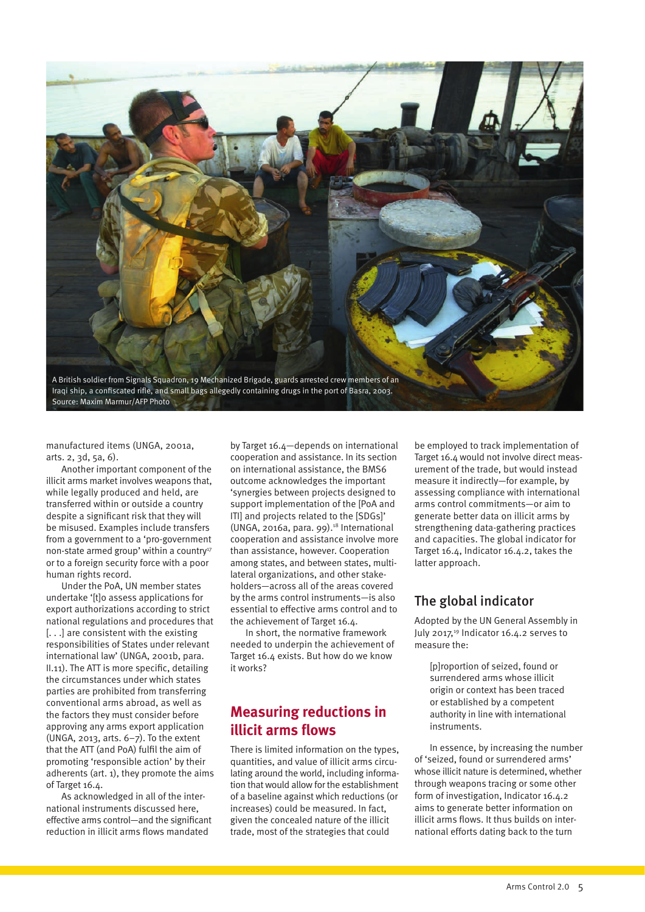A British soldier from Signals Squadron, 19 Mechanized Brigade, guards arrested crew members of an Iraqi ship, a confiscated rifle, and small bags allegedly containing drugs in the port of Basra, 2003.
Source: Maxim Marmur/AFP Photo

manufactured items (UNGA, 2001a, arts. 2, 3d, 5a, 6).

Another important component of the illicit arms market involves weapons that, while legally produced and held, are transferred within or outside a country despite a significant risk that they will be misused. Examples include transfers from a government to a 'pro-government non-state armed group' within a country[17] or to a foreign security force with a poor human rights record.

Under the PoA, UN member states undertake '[t]o assess applications for export authorizations according to strict national regulations and procedures that [. . .] are consistent with the existing responsibilities of States under relevant international law' (UNGA, 2001b, para. II.11). The ATT is more specific, detailing the circumstances under which states parties are prohibited from transferring conventional arms abroad, as well as the factors they must consider before approving any arms export application (UNGA, 2013, arts. 6–7). To the extent that the ATT (and PoA) fulfil the aim of promoting 'responsible action' by their adherents (art. 1), they promote the aims of Target 16.4.

As acknowledged in all of the international instruments discussed here, effective arms control—and the significant reduction in illicit arms flows mandated by Target 16.4—depends on international cooperation and assistance. In its section on international assistance, the BMS6 outcome acknowledges the important 'synergies between projects designed to support implementation of the [PoA and ITI] and projects related to the [SDGs]' (UNGA, 2016a, para. 99).[18] International cooperation and assistance involve more than assistance, however. Cooperation among states, and between states, multilateral organizations, and other stakeholders—across all of the areas covered by the arms control instruments—is also essential to effective arms control and to the achievement of Target 16.4.

In short, the normative framework needed to underpin the achievement of Target 16.4 exists. But how do we know it works?

## Measuring reductions in illicit arms flows

There is limited information on the types, quantities, and value of illicit arms circulating around the world, including information that would allow for the establishment of a baseline against which reductions (or increases) could be measured. In fact, given the concealed nature of the illicit trade, most of the strategies that could be employed to track implementation of Target 16.4 would not involve direct measurement of the trade, but would instead measure it indirectly—for example, by assessing compliance with international arms control commitments—or aim to generate better data on illicit arms by strengthening data-gathering practices and capacities. The global indicator for Target 16.4, Indicator 16.4.2, takes the latter approach.

### The global indicator

Adopted by the UN General Assembly in July 2017,[19] Indicator 16.4.2 serves to measure the:

> [p]roportion of seized, found or surrendered arms whose illicit origin or context has been traced or established by a competent authority in line with international instruments.

In essence, by increasing the number of 'seized, found or surrendered arms' whose illicit nature is determined, whether through weapons tracing or some other form of investigation, Indicator 16.4.2 aims to generate better information on illicit arms flows. It thus builds on international efforts dating back to the turn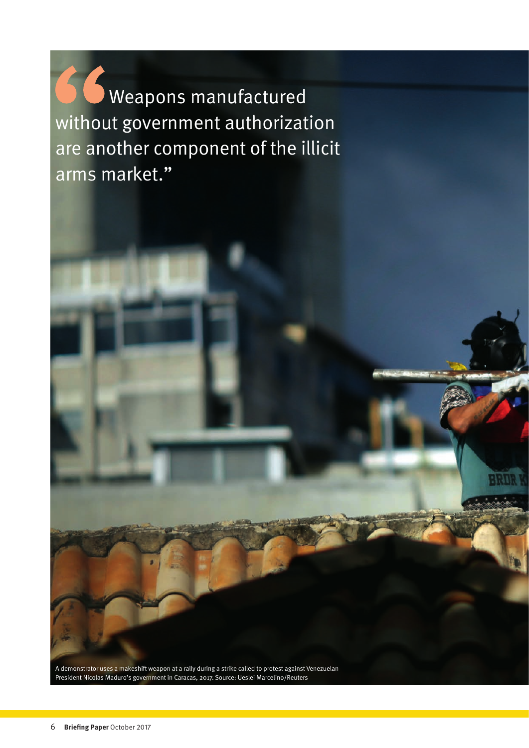> "Weapons manufactured without government authorization are another component of the illicit arms market."

A demonstrator uses a makeshift weapon at a rally during a strike called to protest against Venezuelan President Nicolas Maduro's government in Caracas, 2017. Source: Ueslei Marcelino/Reuters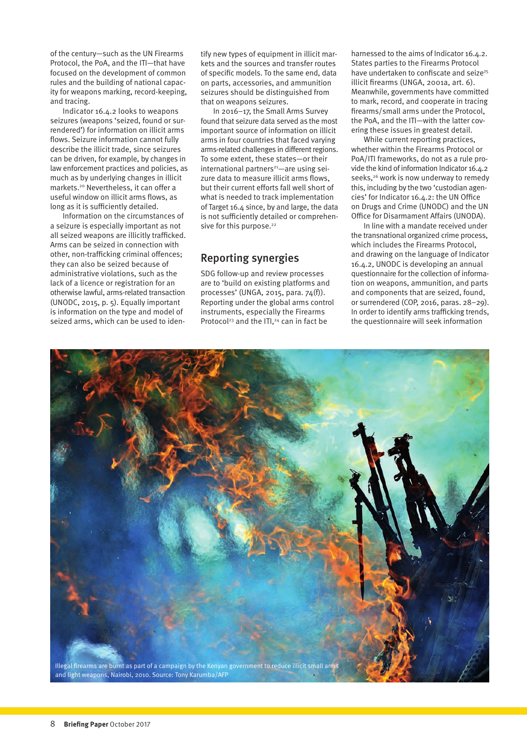of the century—such as the UN Firearms Protocol, the PoA, and the ITI—that have focused on the development of common rules and the building of national capacity for weapons marking, record-keeping, and tracing.

Indicator 16.4.2 looks to weapons seizures (weapons 'seized, found or surrendered') for information on illicit arms flows. Seizure information cannot fully describe the illicit trade, since seizures can be driven, for example, by changes in law enforcement practices and policies, as much as by underlying changes in illicit markets.[20] Nevertheless, it can offer a useful window on illicit arms flows, as long as it is sufficiently detailed.

Information on the circumstances of a seizure is especially important as not all seized weapons are illicitly trafficked. Arms can be seized in connection with other, non-trafficking criminal offences; they can also be seized because of administrative violations, such as the lack of a licence or registration for an otherwise lawful, arms-related transaction (UNODC, 2015, p. 5). Equally important is information on the type and model of seized arms, which can be used to identify new types of equipment in illicit markets and the sources and transfer routes of specific models. To the same end, data on parts, accessories, and ammunition seizures should be distinguished from that on weapons seizures.

In 2016–17, the Small Arms Survey found that seizure data served as the most important source of information on illicit arms in four countries that faced varying arms-related challenges in different regions. To some extent, these states—or their international partners[21]—are using seizure data to measure illicit arms flows, but their current efforts fall well short of what is needed to track implementation of Target 16.4 since, by and large, the data is not sufficiently detailed or comprehensive for this purpose.[22]

## Reporting synergies

SDG follow-up and review processes are to 'build on existing platforms and processes' (UNGA, 2015, para. 74(f)). Reporting under the global arms control instruments, especially the Firearms Protocol[23] and the ITI,[24] can in fact be harnessed to the aims of Indicator 16.4.2. States parties to the Firearms Protocol have undertaken to confiscate and seize[25] illicit firearms (UNGA, 2001a, art. 6). Meanwhile, governments have committed to mark, record, and cooperate in tracing firearms/small arms under the Protocol, the PoA, and the ITI—with the latter covering these issues in greatest detail.

While current reporting practices, whether within the Firearms Protocol or PoA/ITI frameworks, do not as a rule provide the kind of information Indicator 16.4.2 seeks,[26] work is now underway to remedy this, including by the two 'custodian agencies' for Indicator 16.4.2: the UN Office on Drugs and Crime (UNODC) and the UN Office for Disarmament Affairs (UNODA).

In line with a mandate received under the transnational organized crime process, which includes the Firearms Protocol, and drawing on the language of Indicator 16.4.2, UNODC is developing an annual questionnaire for the collection of information on weapons, ammunition, and parts and components that are seized, found, or surrendered (COP, 2016, paras. 28–29). In order to identify arms trafficking trends, the questionnaire will seek information

Illegal firearms are burnt as part of a campaign by the Kenyan government to reduce illicit small arms and light weapons, Nairobi, 2010. Source: Tony Karumba/AFP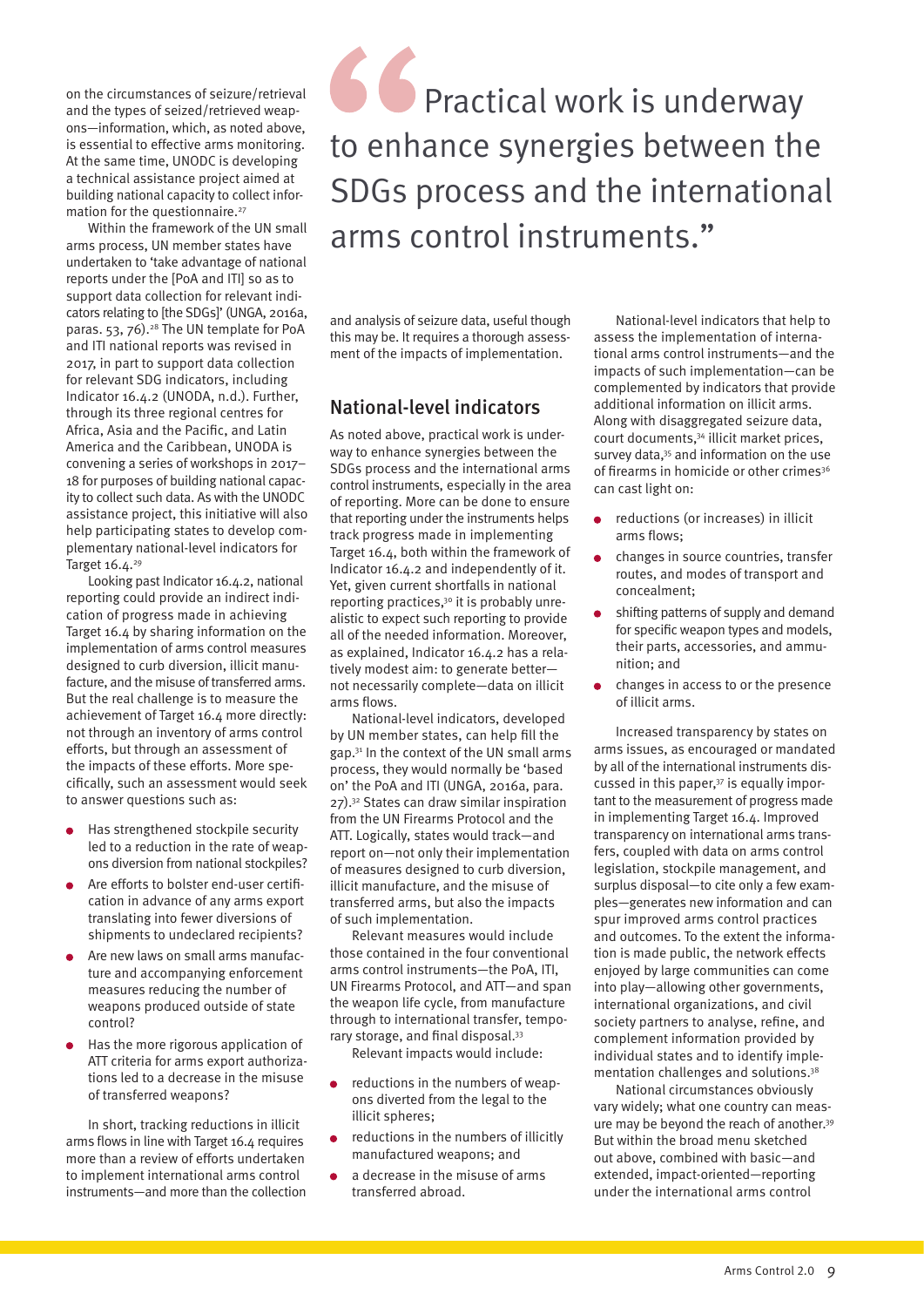on the circumstances of seizure/retrieval and the types of seized/retrieved weapons—information, which, as noted above, is essential to effective arms monitoring. At the same time, UNODC is developing a technical assistance project aimed at building national capacity to collect information for the questionnaire.[27]

Within the framework of the UN small arms process, UN member states have undertaken to 'take advantage of national reports under the [PoA and ITI] so as to support data collection for relevant indicators relating to [the SDGs]' (UNGA, 2016a, paras. 53, 76).[28] The UN template for PoA and ITI national reports was revised in 2017, in part to support data collection for relevant SDG indicators, including Indicator 16.4.2 (UNODA, n.d.). Further, through its three regional centres for Africa, Asia and the Pacific, and Latin America and the Caribbean, UNODA is convening a series of workshops in 2017–18 for purposes of building national capacity to collect such data. As with the UNODC assistance project, this initiative will also help participating states to develop complementary national-level indicators for Target 16.4.[29]

Looking past Indicator 16.4.2, national reporting could provide an indirect indication of progress made in achieving Target 16.4 by sharing information on the implementation of arms control measures designed to curb diversion, illicit manufacture, and the misuse of transferred arms. But the real challenge is to measure the achievement of Target 16.4 more directly: not through an inventory of arms control efforts, but through an assessment of the impacts of these efforts. More specifically, such an assessment would seek to answer questions such as:

- Has strengthened stockpile security led to a reduction in the rate of weapons diversion from national stockpiles?
- Are efforts to bolster end-user certification in advance of any arms export translating into fewer diversions of shipments to undeclared recipients?
- Are new laws on small arms manufacture and accompanying enforcement measures reducing the number of weapons produced outside of state control?
- Has the more rigorous application of ATT criteria for arms export authorizations led to a decrease in the misuse of transferred weapons?

In short, tracking reductions in illicit arms flows in line with Target 16.4 requires more than a review of efforts undertaken to implement international arms control instruments—and more than the collection and analysis of seizure data, useful though this may be. It requires a thorough assessment of the impacts of implementation.

> "Practical work is underway to enhance synergies between the SDGs process and the international arms control instruments."

## National-level indicators

As noted above, practical work is underway to enhance synergies between the SDGs process and the international arms control instruments, especially in the area of reporting. More can be done to ensure that reporting under the instruments helps track progress made in implementing Target 16.4, both within the framework of Indicator 16.4.2 and independently of it. Yet, given current shortfalls in national reporting practices,[30] it is probably unrealistic to expect such reporting to provide all of the needed information. Moreover, as explained, Indicator 16.4.2 has a relatively modest aim: to generate better—not necessarily complete—data on illicit arms flows.

National-level indicators, developed by UN member states, can help fill the gap.[31] In the context of the UN small arms process, they would normally be 'based on' the PoA and ITI (UNGA, 2016a, para. 27).[32] States can draw similar inspiration from the UN Firearms Protocol and the ATT. Logically, states would track—and report on—not only their implementation of measures designed to curb diversion, illicit manufacture, and the misuse of transferred arms, but also the impacts of such implementation.

Relevant measures would include those contained in the four conventional arms control instruments—the PoA, ITI, UN Firearms Protocol, and ATT—and span the weapon life cycle, from manufacture through to international transfer, temporary storage, and final disposal.[33]

Relevant impacts would include:

- reductions in the numbers of weapons diverted from the legal to the illicit spheres;
- reductions in the numbers of illicitly manufactured weapons; and
- a decrease in the misuse of arms transferred abroad.

National-level indicators that help to assess the implementation of international arms control instruments—and the impacts of such implementation—can be complemented by indicators that provide additional information on illicit arms. Along with disaggregated seizure data, court documents,[34] illicit market prices, survey data,[35] and information on the use of firearms in homicide or other crimes[36] can cast light on:

- reductions (or increases) in illicit arms flows;
- changes in source countries, transfer routes, and modes of transport and concealment;
- shifting patterns of supply and demand for specific weapon types and models, their parts, accessories, and ammunition; and
- changes in access to or the presence of illicit arms.

Increased transparency by states on arms issues, as encouraged or mandated by all of the international instruments discussed in this paper,[37] is equally important to the measurement of progress made in implementing Target 16.4. Improved transparency on international arms transfers, coupled with data on arms control legislation, stockpile management, and surplus disposal—to cite only a few examples—generates new information and can spur improved arms control practices and outcomes. To the extent the information is made public, the network effects enjoyed by large communities can come into play—allowing other governments, international organizations, and civil society partners to analyse, refine, and complement information provided by individual states and to identify implementation challenges and solutions.[38]

National circumstances obviously vary widely; what one country can measure may be beyond the reach of another.[39] But within the broad menu sketched out above, combined with basic—and extended, impact-oriented—reporting under the international arms control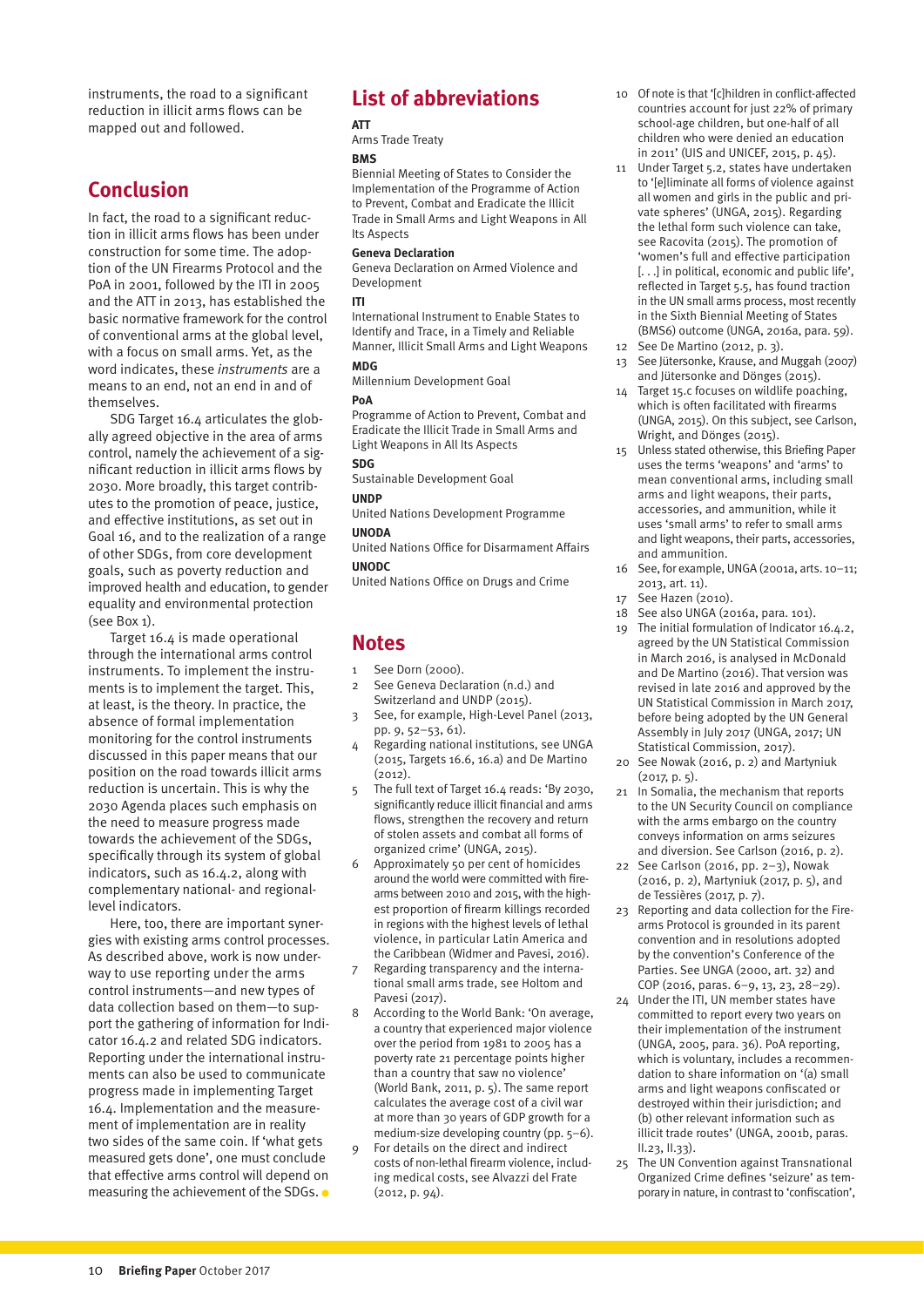instruments, the road to a significant reduction in illicit arms flows can be mapped out and followed.

## Conclusion

In fact, the road to a significant reduction in illicit arms flows has been under construction for some time. The adoption of the UN Firearms Protocol and the PoA in 2001, followed by the ITI in 2005 and the ATT in 2013, has established the basic normative framework for the control of conventional arms at the global level, with a focus on small arms. Yet, as the word indicates, these *instruments* are a means to an end, not an end in and of themselves.

SDG Target 16.4 articulates the globally agreed objective in the area of arms control, namely the achievement of a significant reduction in illicit arms flows by 2030. More broadly, this target contributes to the promotion of peace, justice, and effective institutions, as set out in Goal 16, and to the realization of a range of other SDGs, from core development goals, such as poverty reduction and improved health and education, to gender equality and environmental protection (see Box 1).

Target 16.4 is made operational through the international arms control instruments. To implement the instruments is to implement the target. This, at least, is the theory. In practice, the absence of formal implementation monitoring for the control instruments discussed in this paper means that our position on the road towards illicit arms reduction is uncertain. This is why the 2030 Agenda places such emphasis on the need to measure progress made towards the achievement of the SDGs, specifically through its system of global indicators, such as 16.4.2, along with complementary national- and regional-level indicators.

Here, too, there are important synergies with existing arms control processes. As described above, work is now underway to use reporting under the arms control instruments—and new types of data collection based on them—to support the gathering of information for Indicator 16.4.2 and related SDG indicators. Reporting under the international instruments can also be used to communicate progress made in implementing Target 16.4. Implementation and the measurement of implementation are in reality two sides of the same coin. If 'what gets measured gets done', one must conclude that effective arms control will depend on measuring the achievement of the SDGs. ●

## List of abbreviations

**ATT**
Arms Trade Treaty

**BMS**
Biennial Meeting of States to Consider the Implementation of the Programme of Action to Prevent, Combat and Eradicate the Illicit Trade in Small Arms and Light Weapons in All Its Aspects

**Geneva Declaration**
Geneva Declaration on Armed Violence and Development

**ITI**
International Instrument to Enable States to Identify and Trace, in a Timely and Reliable Manner, Illicit Small Arms and Light Weapons

**MDG**
Millennium Development Goal

**PoA**
Programme of Action to Prevent, Combat and Eradicate the Illicit Trade in Small Arms and Light Weapons in All Its Aspects

**SDG**
Sustainable Development Goal

**UNDP**
United Nations Development Programme

**UNODA**
United Nations Office for Disarmament Affairs

**UNODC**
United Nations Office on Drugs and Crime

## Notes

1. See Dorn (2000).
2. See Geneva Declaration (n.d.) and Switzerland and UNDP (2015).
3. See, for example, High-Level Panel (2013, pp. 9, 52–53, 61).
4. Regarding national institutions, see UNGA (2015, Targets 16.6, 16.a) and De Martino (2012).
5. The full text of Target 16.4 reads: 'By 2030, significantly reduce illicit financial and arms flows, strengthen the recovery and return of stolen assets and combat all forms of organized crime' (UNGA, 2015).
6. Approximately 50 per cent of homicides around the world were committed with firearms between 2010 and 2015, with the highest proportion of firearm killings recorded in regions with the highest levels of lethal violence, in particular Latin America and the Caribbean (Widmer and Pavesi, 2016).
7. Regarding transparency and the international small arms trade, see Holtom and Pavesi (2017).
8. According to the World Bank: 'On average, a country that experienced major violence over the period from 1981 to 2005 has a poverty rate 21 percentage points higher than a country that saw no violence' (World Bank, 2011, p. 5). The same report calculates the average cost of a civil war at more than 30 years of GDP growth for a medium-size developing country (pp. 5–6).
9. For details on the direct and indirect costs of non-lethal firearm violence, including medical costs, see Alvazzi del Frate (2012, p. 94).
10. Of note is that '[c]hildren in conflict-affected countries account for just 22% of primary school-age children, but one-half of all children who were denied an education in 2011' (UIS and UNICEF, 2015, p. 45).
11. Under Target 5.2, states have undertaken to '[e]liminate all forms of violence against all women and girls in the public and private spheres' (UNGA, 2015). Regarding the lethal form such violence can take, see Racovita (2015). The promotion of 'women's full and effective participation [. . .] in political, economic and public life', reflected in Target 5.5, has found traction in the UN small arms process, most recently in the Sixth Biennial Meeting of States (BMS6) outcome (UNGA, 2016a, para. 59).
12. See De Martino (2012, p. 3).
13. See Jütersonke, Krause, and Muggah (2007) and Jütersonke and Dönges (2015).
14. Target 15.c focuses on wildlife poaching, which is often facilitated with firearms (UNGA, 2015). On this subject, see Carlson, Wright, and Dönges (2015).
15. Unless stated otherwise, this Briefing Paper uses the terms 'weapons' and 'arms' to mean conventional arms, including small arms and light weapons, their parts, accessories, and ammunition, while it uses 'small arms' to refer to small arms and light weapons, their parts, accessories, and ammunition.
16. See, for example, UNGA (2001a, arts. 10–11; 2013, art. 11).
17. See Hazen (2010).
18. See also UNGA (2016a, para. 101).
19. The initial formulation of Indicator 16.4.2, agreed by the UN Statistical Commission in March 2016, is analysed in McDonald and De Martino (2016). That version was revised in late 2016 and approved by the UN Statistical Commission in March 2017, before being adopted by the UN General Assembly in July 2017 (UNGA, 2017; UN Statistical Commission, 2017).
20. See Nowak (2016, p. 2) and Martyniuk (2017, p. 5).
21. In Somalia, the mechanism that reports to the UN Security Council on compliance with the arms embargo on the country conveys information on arms seizures and diversion. See Carlson (2016, p. 2).
22. See Carlson (2016, pp. 2–3), Nowak (2016, p. 2), Martyniuk (2017, p. 5), and de Tessières (2017, p. 7).
23. Reporting and data collection for the Firearms Protocol is grounded in its parent convention and in resolutions adopted by the convention's Conference of the Parties. See UNGA (2000, art. 32) and COP (2016, paras. 6–9, 13, 23, 28–29).
24. Under the ITI, UN member states have committed to report every two years on their implementation of the instrument (UNGA, 2005, para. 36). PoA reporting, which is voluntary, includes a recommendation to share information on '(a) small arms and light weapons confiscated or destroyed within their jurisdiction; and (b) other relevant information such as illicit trade routes' (UNGA, 2001b, paras. II.23, II.33).
25. The UN Convention against Transnational Organized Crime defines 'seizure' as temporary in nature, in contrast to 'confiscation',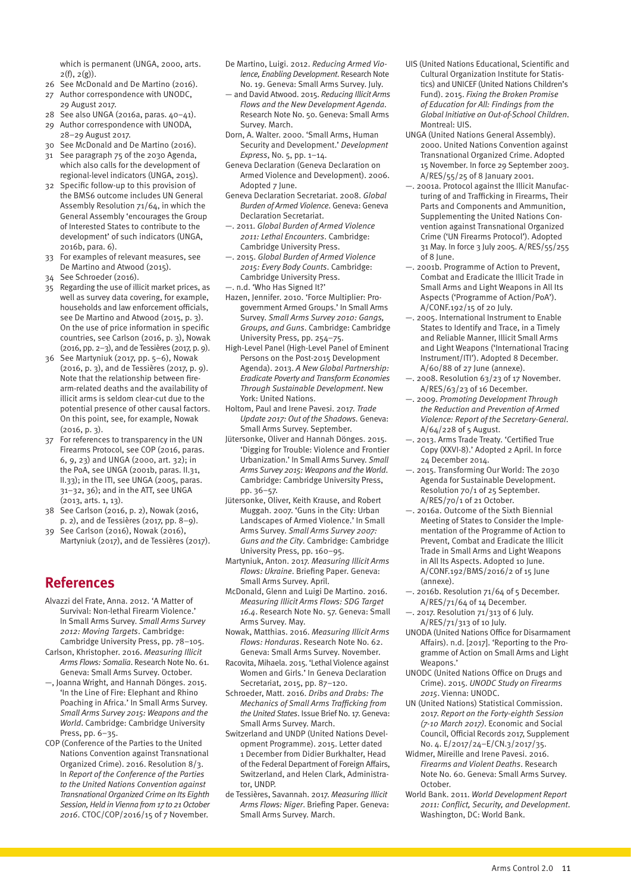which is permanent (UNGA, 2000, arts. 2(f), 2(g)).

26 See McDonald and De Martino (2016).

27 Author correspondence with UNODC, 29 August 2017.

28 See also UNGA (2016a, paras. 40–41).

29 Author correspondence with UNODA, 28–29 August 2017.

30 See McDonald and De Martino (2016).

31 See paragraph 75 of the 2030 Agenda, which also calls for the development of regional-level indicators (UNGA, 2015).

32 Specific follow-up to this provision of the BMS6 outcome includes UN General Assembly Resolution 71/64, in which the General Assembly 'encourages the Group of Interested States to contribute to the development' of such indicators (UNGA, 2016b, para. 6).

33 For examples of relevant measures, see De Martino and Atwood (2015).

34 See Schroeder (2016).

35 Regarding the use of illicit market prices, as well as survey data covering, for example, households and law enforcement officials, see De Martino and Atwood (2015, p. 3). On the use of price information in specific countries, see Carlson (2016, p. 3), Nowak (2016, pp. 2–3), and de Tessières (2017, p. 9).

36 See Martyniuk (2017, pp. 5–6), Nowak (2016, p. 3), and de Tessières (2017, p. 9). Note that the relationship between firearm-related deaths and the availability of illicit arms is seldom clear-cut due to the potential presence of other causal factors. On this point, see, for example, Nowak (2016, p. 3).

37 For references to transparency in the UN Firearms Protocol, see COP (2016, paras. 6, 9, 23) and UNGA (2000, art. 32); in the PoA, see UNGA (2001b, paras. II.31, II.33); in the ITI, see UNGA (2005, paras. 31–32, 36); and in the ATT, see UNGA (2013, arts. 1, 13).

38 See Carlson (2016, p. 2), Nowak (2016, p. 2), and de Tessières (2017, pp. 8–9).

39 See Carlson (2016), Nowak (2016), Martyniuk (2017), and de Tessières (2017).

## References

Alvazzi del Frate, Anna. 2012. 'A Matter of Survival: Non-lethal Firearm Violence.' In Small Arms Survey. *Small Arms Survey 2012: Moving Targets*. Cambridge: Cambridge University Press, pp. 78–105.

Carlson, Khristopher. 2016. *Measuring Illicit Arms Flows: Somalia*. Research Note No. 61. Geneva: Small Arms Survey. October.

—, Joanna Wright, and Hannah Dönges. 2015. 'In the Line of Fire: Elephant and Rhino Poaching in Africa.' In Small Arms Survey. *Small Arms Survey 2015: Weapons and the World*. Cambridge: Cambridge University Press, pp. 6–35.

COP (Conference of the Parties to the United Nations Convention against Transnational Organized Crime). 2016. Resolution 8/3. In *Report of the Conference of the Parties to the United Nations Convention against Transnational Organized Crime on Its Eighth Session, Held in Vienna from 17 to 21 October 2016*. CTOC/COP/2016/15 of 7 November.

De Martino, Luigi. 2012. *Reducing Armed Violence, Enabling Development*. Research Note No. 19. Geneva: Small Arms Survey. July.

— and David Atwood. 2015. *Reducing Illicit Arms Flows and the New Development Agenda*. Research Note No. 50. Geneva: Small Arms Survey. March.

Dorn, A. Walter. 2000. 'Small Arms, Human Security and Development.' *Development Express*, No. 5, pp. 1–14.

Geneva Declaration (Geneva Declaration on Armed Violence and Development). 2006. Adopted 7 June.

Geneva Declaration Secretariat. 2008. *Global Burden of Armed Violence*. Geneva: Geneva Declaration Secretariat.

—. 2011. *Global Burden of Armed Violence 2011: Lethal Encounters*. Cambridge: Cambridge University Press.

—. 2015. *Global Burden of Armed Violence 2015: Every Body Counts*. Cambridge: Cambridge University Press.

—. n.d. 'Who Has Signed It?'

Hazen, Jennifer. 2010. 'Force Multiplier: Pro-government Armed Groups.' In Small Arms Survey. *Small Arms Survey 2010: Gangs, Groups, and Guns*. Cambridge: Cambridge University Press, pp. 254–75.

High-Level Panel (High-Level Panel of Eminent Persons on the Post-2015 Development Agenda). 2013. *A New Global Partnership: Eradicate Poverty and Transform Economies Through Sustainable Development*. New York: United Nations.

Holtom, Paul and Irene Pavesi. 2017. *Trade Update 2017: Out of the Shadows*. Geneva: Small Arms Survey. September.

Jütersonke, Oliver and Hannah Dönges. 2015. 'Digging for Trouble: Violence and Frontier Urbanization.' In Small Arms Survey. *Small Arms Survey 2015: Weapons and the World*. Cambridge: Cambridge University Press, pp. 36–57.

Jütersonke, Oliver, Keith Krause, and Robert Muggah. 2007. 'Guns in the City: Urban Landscapes of Armed Violence.' In Small Arms Survey. *Small Arms Survey 2007: Guns and the City*. Cambridge: Cambridge University Press, pp. 160–95.

Martyniuk, Anton. 2017. *Measuring Illicit Arms Flows: Ukraine*. Briefing Paper. Geneva: Small Arms Survey. April.

McDonald, Glenn and Luigi De Martino. 2016. *Measuring Illicit Arms Flows: SDG Target 16.4*. Research Note No. 57. Geneva: Small Arms Survey. May.

Nowak, Matthias. 2016. *Measuring Illicit Arms Flows: Honduras*. Research Note No. 62. Geneva: Small Arms Survey. November.

Racovita, Mihaela. 2015. 'Lethal Violence against Women and Girls.' In Geneva Declaration Secretariat, 2015, pp. 87–120.

Schroeder, Matt. 2016. *Dribs and Drabs: The Mechanics of Small Arms Trafficking from the United States*. Issue Brief No. 17. Geneva: Small Arms Survey. March.

Switzerland and UNDP (United Nations Development Programme). 2015. Letter dated 1 December from Didier Burkhalter, Head of the Federal Department of Foreign Affairs, Switzerland, and Helen Clark, Administrator, UNDP.

de Tessières, Savannah. 2017. *Measuring Illicit Arms Flows: Niger*. Briefing Paper. Geneva: Small Arms Survey. March.

UIS (United Nations Educational, Scientific and Cultural Organization Institute for Statistics) and UNICEF (United Nations Children's Fund). 2015. *Fixing the Broken Promise of Education for All: Findings from the Global Initiative on Out-of-School Children*. Montreal: UIS.

UNGA (United Nations General Assembly). 2000. United Nations Convention against Transnational Organized Crime. Adopted 15 November. In force 29 September 2003. A/RES/55/25 of 8 January 2001.

—. 2001a. Protocol against the Illicit Manufacturing of and Trafficking in Firearms, Their Parts and Components and Ammunition, Supplementing the United Nations Convention against Transnational Organized Crime ('UN Firearms Protocol'). Adopted 31 May. In force 3 July 2005. A/RES/55/255 of 8 June.

—. 2001b. Programme of Action to Prevent, Combat and Eradicate the Illicit Trade in Small Arms and Light Weapons in All Its Aspects ('Programme of Action/PoA'). A/CONF.192/15 of 20 July.

—. 2005. International Instrument to Enable States to Identify and Trace, in a Timely and Reliable Manner, Illicit Small Arms and Light Weapons ('International Tracing Instrument/ITI'). Adopted 8 December. A/60/88 of 27 June (annexe).

—. 2008. Resolution 63/23 of 17 November. A/RES/63/23 of 16 December.

—. 2009. *Promoting Development Through the Reduction and Prevention of Armed Violence: Report of the Secretary-General*. A/64/228 of 5 August.

—. 2013. Arms Trade Treaty. 'Certified True Copy (XXVI-8).' Adopted 2 April. In force 24 December 2014.

—. 2015. Transforming Our World: The 2030 Agenda for Sustainable Development. Resolution 70/1 of 25 September. A/RES/70/1 of 21 October.

—. 2016a. Outcome of the Sixth Biennial Meeting of States to Consider the Implementation of the Programme of Action to Prevent, Combat and Eradicate the Illicit Trade in Small Arms and Light Weapons in All Its Aspects. Adopted 10 June. A/CONF.192/BMS/2016/2 of 15 June (annexe).

—. 2016b. Resolution 71/64 of 5 December. A/RES/71/64 of 14 December.

—. 2017. Resolution 71/313 of 6 July. A/RES/71/313 of 10 July.

UNODA (United Nations Office for Disarmament Affairs). n.d. [2017]. 'Reporting to the Programme of Action on Small Arms and Light Weapons.'

UNODC (United Nations Office on Drugs and Crime). 2015. *UNODC Study on Firearms 2015*. Vienna: UNODC.

UN (United Nations) Statistical Commission. 2017. *Report on the Forty-eighth Session (7-10 March 2017)*. Economic and Social Council, Official Records 2017, Supplement No. 4. E/2017/24–E/CN.3/2017/35.

Widmer, Mireille and Irene Pavesi. 2016. *Firearms and Violent Deaths*. Research Note No. 60. Geneva: Small Arms Survey. October.

World Bank. 2011. *World Development Report 2011: Conflict, Security, and Development*. Washington, DC: World Bank.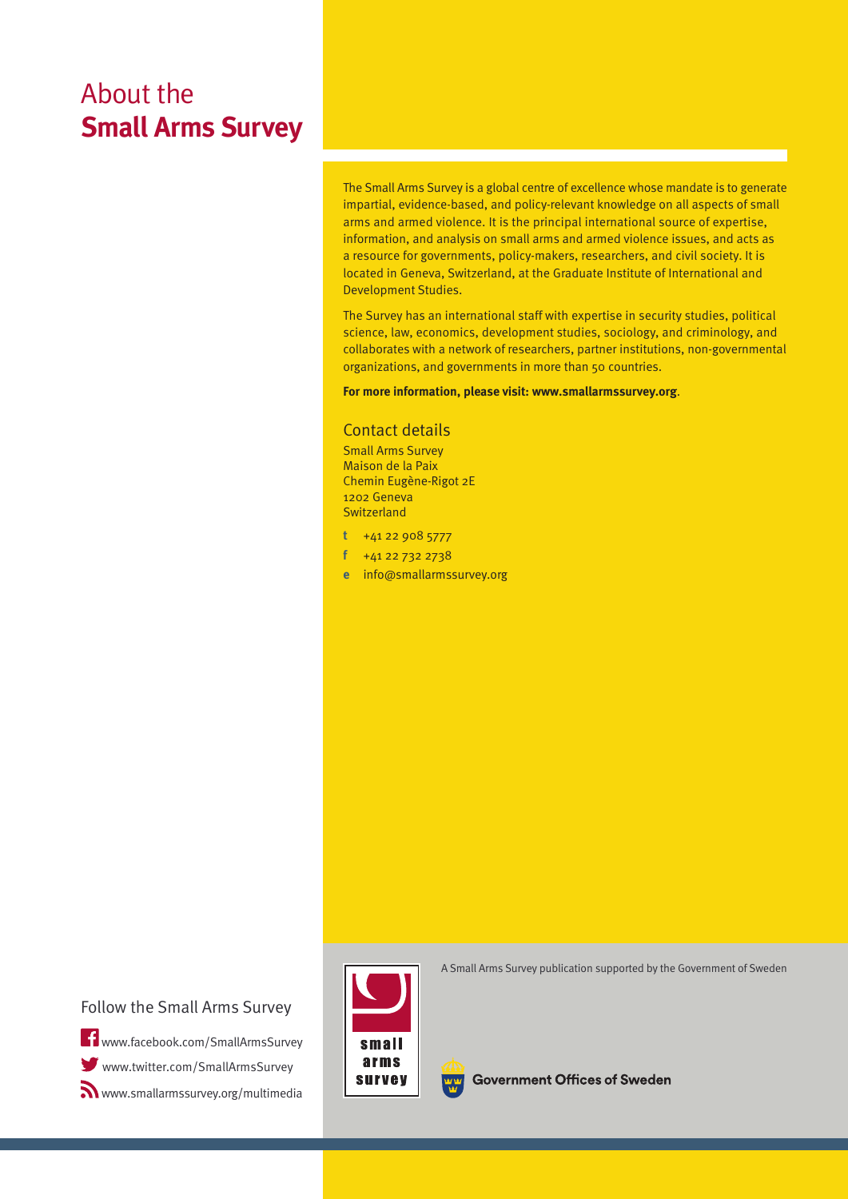# About the **Small Arms Survey**

The Small Arms Survey is a global centre of excellence whose mandate is to generate impartial, evidence-based, and policy-relevant knowledge on all aspects of small arms and armed violence. It is the principal international source of expertise, information, and analysis on small arms and armed violence issues, and acts as a resource for governments, policy-makers, researchers, and civil society. It is located in Geneva, Switzerland, at the Graduate Institute of International and Development Studies.

The Survey has an international staff with expertise in security studies, political science, law, economics, development studies, sociology, and criminology, and collaborates with a network of researchers, partner institutions, non-governmental organizations, and governments in more than 50 countries.

**For more information, please visit: www.smallarmssurvey.org**.

## Contact details

Small Arms Survey
Maison de la Paix
Chemin Eugène-Rigot 2E
1202 Geneva
Switzerland

**t** +41 22 908 5777
**f** +41 22 732 2738
**e** info@smallarmssurvey.org

## Follow the Small Arms Survey

www.facebook.com/SmallArmsSurvey
www.twitter.com/SmallArmsSurvey
www.smallarmssurvey.org/multimedia

small arms survey

A Small Arms Survey publication supported by the Government of Sweden

Government Offices of Sweden